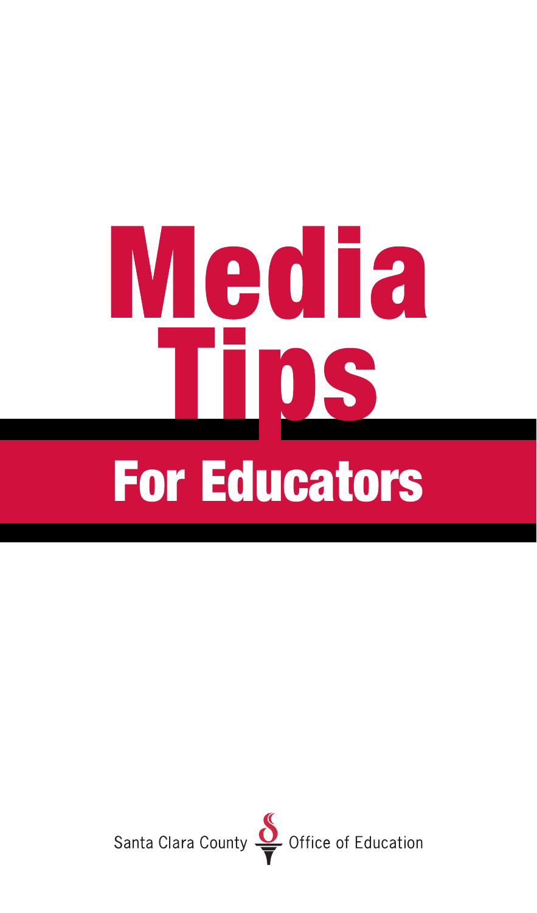# Media Tips

## For Educators

Santa Clara County Office of Education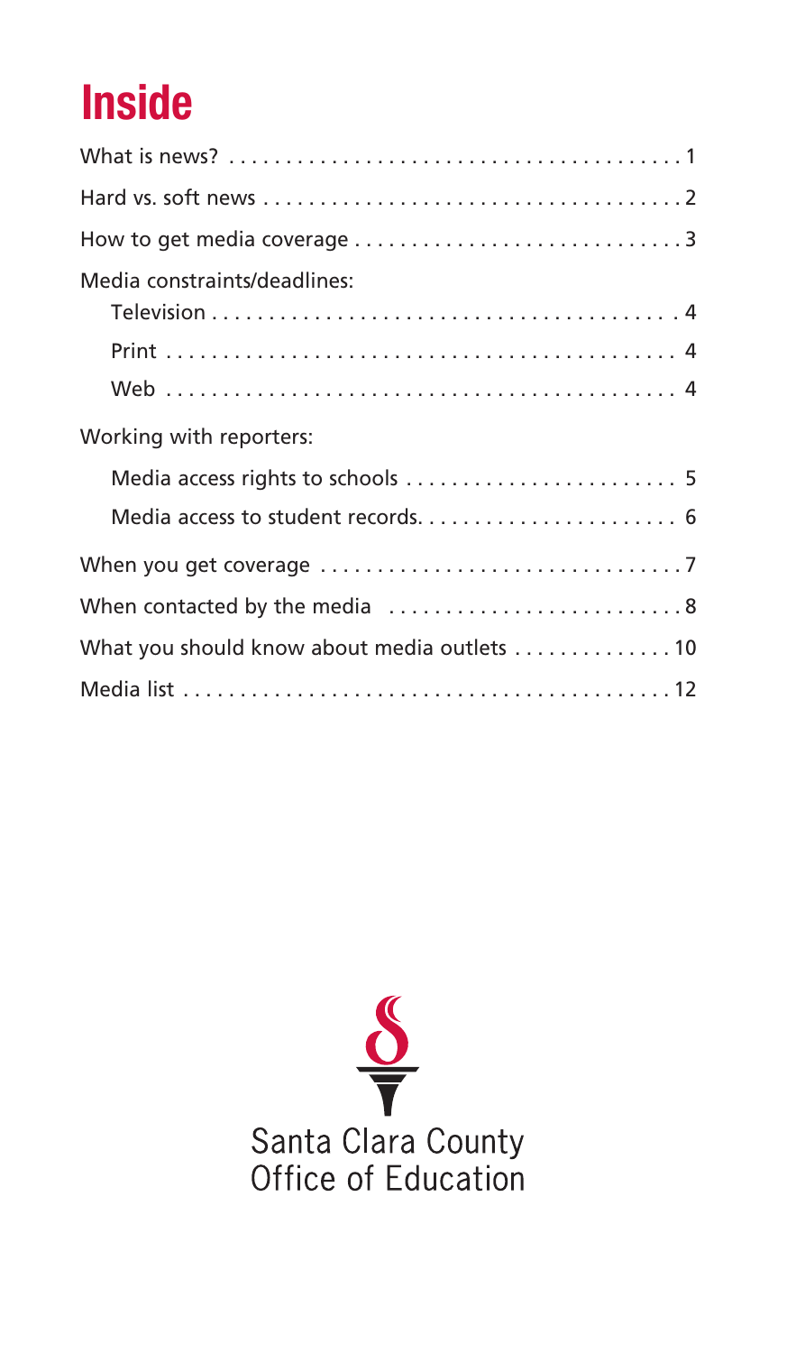# Inside

What is news? . . . . . . . . . . 1

Hard vs. soft news . . . . . . . . . . 2

How to get media coverage . . . . . . . . . . 3

Media constraints/deadlines:

- Television . . . . . . . . . . 4
- Print . . . . . . . . . . 4
- Web . . . . . . . . . . 4

Working with reporters:

- Media access rights to schools . . . . . . . . . . 5
- Media access to student records. . . . . . . . . . . 6

When you get coverage . . . . . . . . . . 7

When contacted by the media . . . . . . . . . . 8

What you should know about media outlets . . . . . . . . . . 10

Media list . . . . . . . . . . 12

Santa Clara County
Office of Education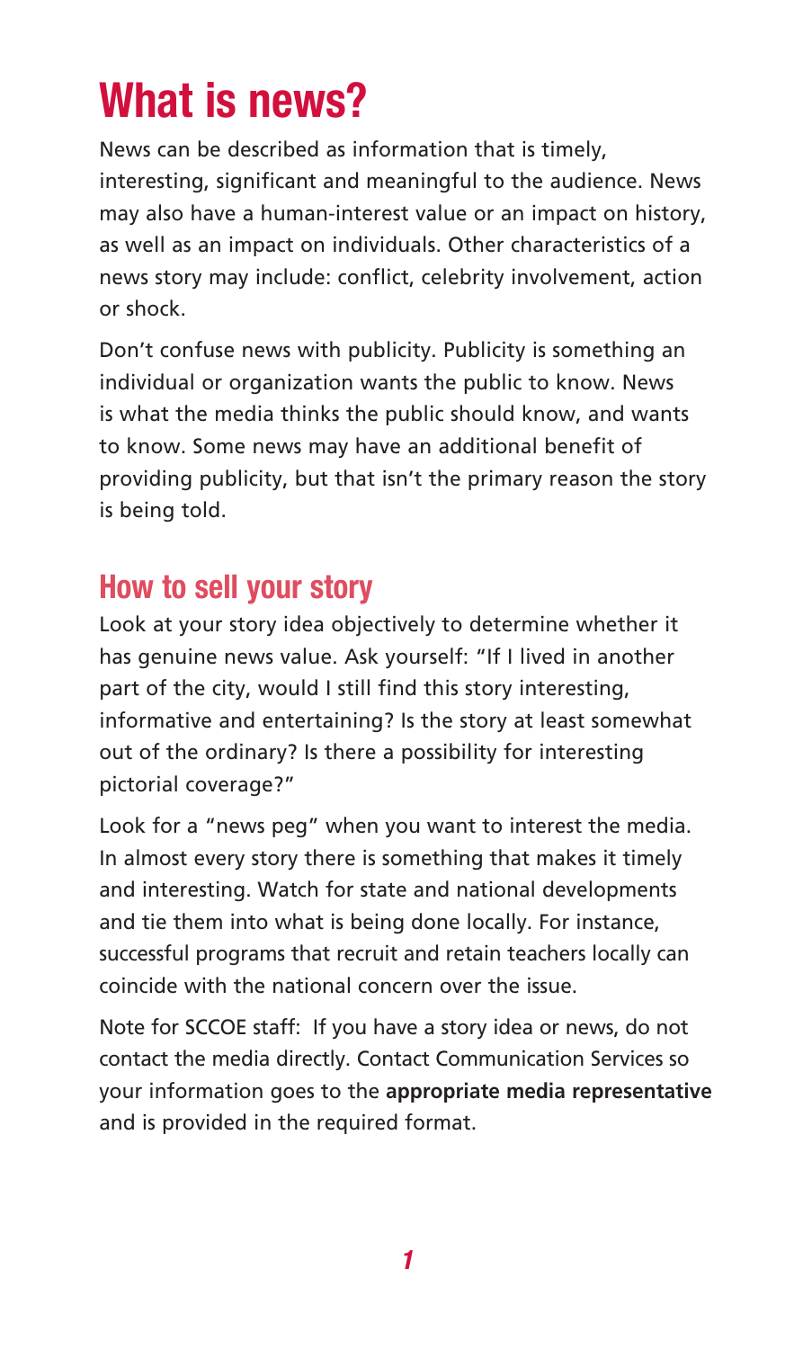# What is news?

News can be described as information that is timely, interesting, significant and meaningful to the audience. News may also have a human-interest value or an impact on history, as well as an impact on individuals. Other characteristics of a news story may include: conflict, celebrity involvement, action or shock.

Don't confuse news with publicity. Publicity is something an individual or organization wants the public to know. News is what the media thinks the public should know, and wants to know. Some news may have an additional benefit of providing publicity, but that isn't the primary reason the story is being told.

## How to sell your story

Look at your story idea objectively to determine whether it has genuine news value. Ask yourself: "If I lived in another part of the city, would I still find this story interesting, informative and entertaining? Is the story at least somewhat out of the ordinary? Is there a possibility for interesting pictorial coverage?"

Look for a "news peg" when you want to interest the media. In almost every story there is something that makes it timely and interesting. Watch for state and national developments and tie them into what is being done locally. For instance, successful programs that recruit and retain teachers locally can coincide with the national concern over the issue.

Note for SCCOE staff: If you have a story idea or news, do not contact the media directly. Contact Communication Services so your information goes to the **appropriate media representative** and is provided in the required format.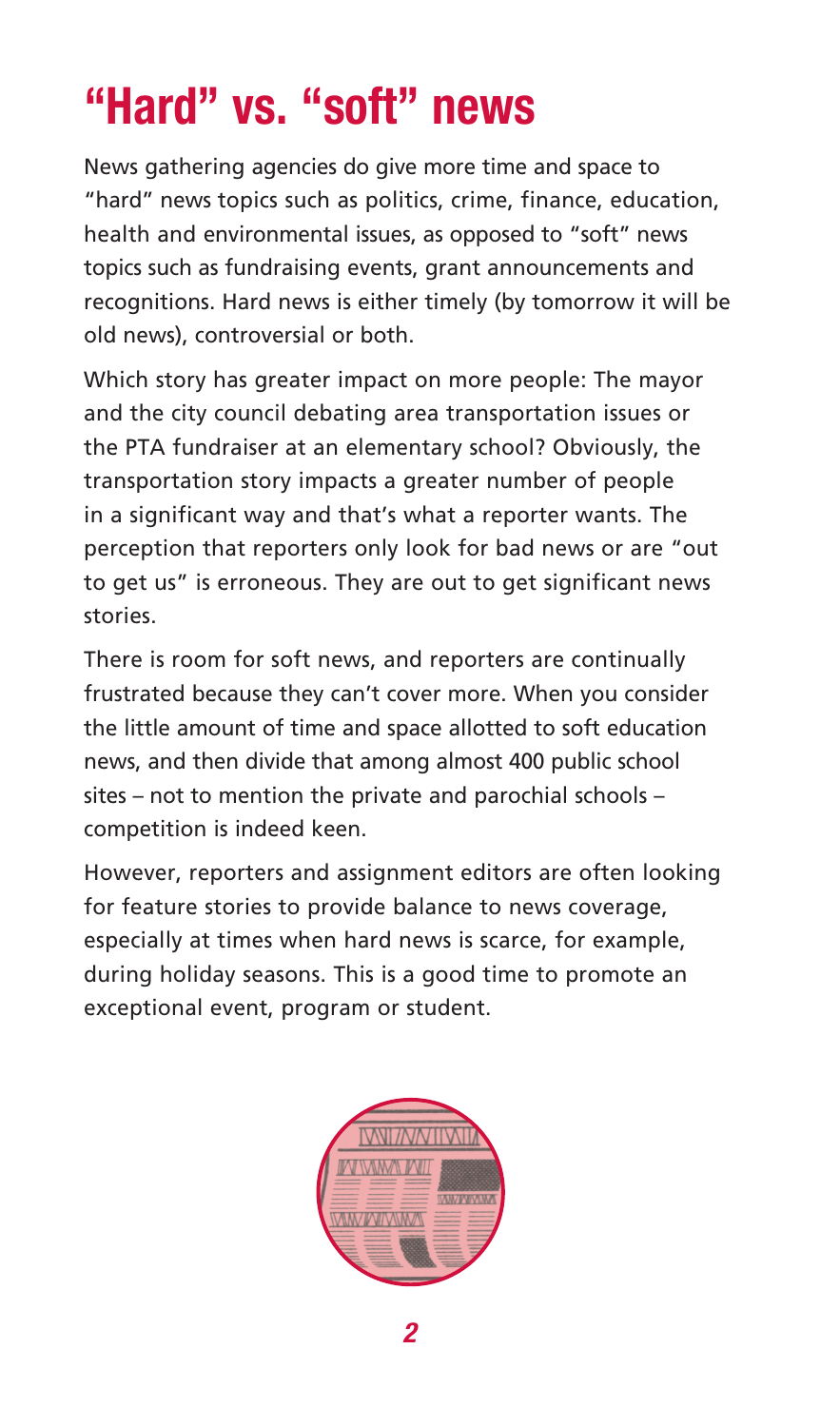# "Hard" vs. "soft" news

News gathering agencies do give more time and space to "hard" news topics such as politics, crime, finance, education, health and environmental issues, as opposed to "soft" news topics such as fundraising events, grant announcements and recognitions. Hard news is either timely (by tomorrow it will be old news), controversial or both.

Which story has greater impact on more people: The mayor and the city council debating area transportation issues or the PTA fundraiser at an elementary school? Obviously, the transportation story impacts a greater number of people in a significant way and that's what a reporter wants. The perception that reporters only look for bad news or are "out to get us" is erroneous. They are out to get significant news stories.

There is room for soft news, and reporters are continually frustrated because they can't cover more. When you consider the little amount of time and space allotted to soft education news, and then divide that among almost 400 public school sites – not to mention the private and parochial schools – competition is indeed keen.

However, reporters and assignment editors are often looking for feature stories to provide balance to news coverage, especially at times when hard news is scarce, for example, during holiday seasons. This is a good time to promote an exceptional event, program or student.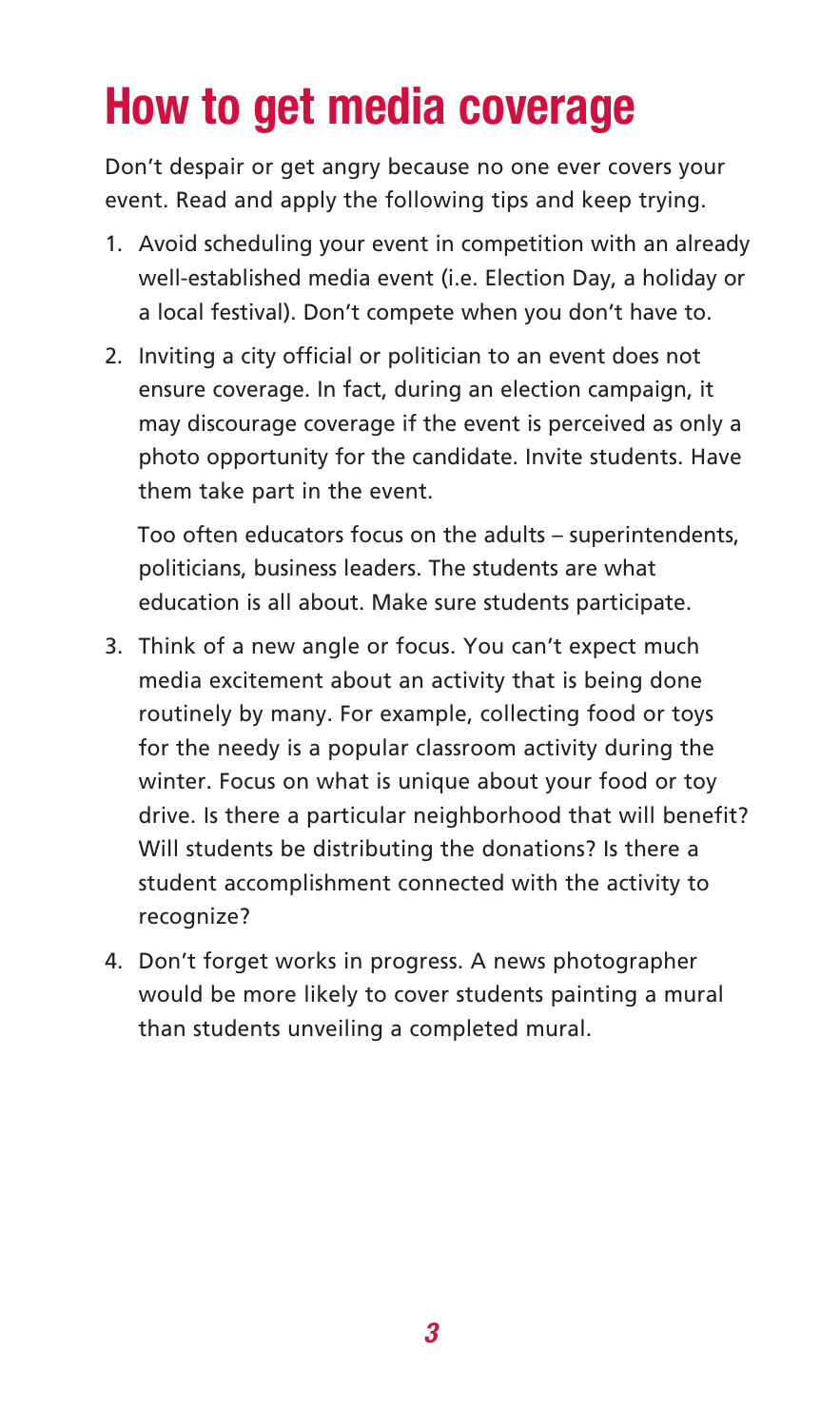# How to get media coverage

Don't despair or get angry because no one ever covers your event. Read and apply the following tips and keep trying.

1. Avoid scheduling your event in competition with an already well-established media event (i.e. Election Day, a holiday or a local festival). Don't compete when you don't have to.

2. Inviting a city official or politician to an event does not ensure coverage. In fact, during an election campaign, it may discourage coverage if the event is perceived as only a photo opportunity for the candidate. Invite students. Have them take part in the event.

   Too often educators focus on the adults – superintendents, politicians, business leaders. The students are what education is all about. Make sure students participate.

3. Think of a new angle or focus. You can't expect much media excitement about an activity that is being done routinely by many. For example, collecting food or toys for the needy is a popular classroom activity during the winter. Focus on what is unique about your food or toy drive. Is there a particular neighborhood that will benefit? Will students be distributing the donations? Is there a student accomplishment connected with the activity to recognize?

4. Don't forget works in progress. A news photographer would be more likely to cover students painting a mural than students unveiling a completed mural.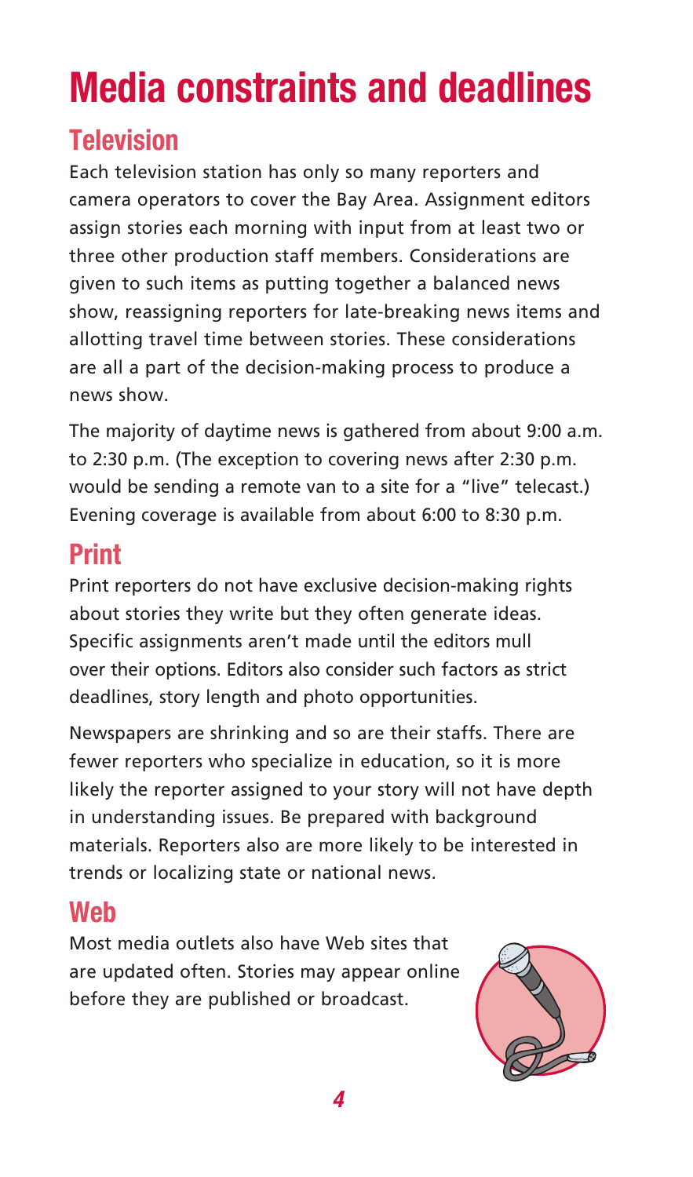# Media constraints and deadlines

## Television

Each television station has only so many reporters and camera operators to cover the Bay Area. Assignment editors assign stories each morning with input from at least two or three other production staff members. Considerations are given to such items as putting together a balanced news show, reassigning reporters for late-breaking news items and allotting travel time between stories. These considerations are all a part of the decision-making process to produce a news show.

The majority of daytime news is gathered from about 9:00 a.m. to 2:30 p.m. (The exception to covering news after 2:30 p.m. would be sending a remote van to a site for a "live" telecast.) Evening coverage is available from about 6:00 to 8:30 p.m.

## Print

Print reporters do not have exclusive decision-making rights about stories they write but they often generate ideas. Specific assignments aren't made until the editors mull over their options. Editors also consider such factors as strict deadlines, story length and photo opportunities.

Newspapers are shrinking and so are their staffs. There are fewer reporters who specialize in education, so it is more likely the reporter assigned to your story will not have depth in understanding issues. Be prepared with background materials. Reporters also are more likely to be interested in trends or localizing state or national news.

## Web

Most media outlets also have Web sites that are updated often. Stories may appear online before they are published or broadcast.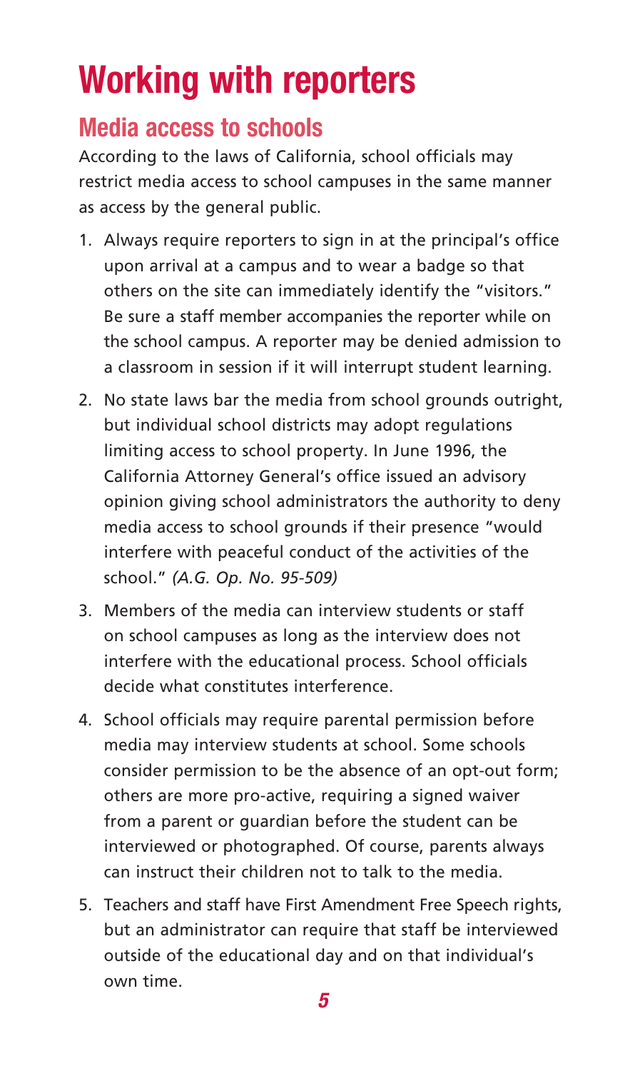# Working with reporters

## Media access to schools

According to the laws of California, school officials may restrict media access to school campuses in the same manner as access by the general public.

1. Always require reporters to sign in at the principal's office upon arrival at a campus and to wear a badge so that others on the site can immediately identify the "visitors." Be sure a staff member accompanies the reporter while on the school campus. A reporter may be denied admission to a classroom in session if it will interrupt student learning.
2. No state laws bar the media from school grounds outright, but individual school districts may adopt regulations limiting access to school property. In June 1996, the California Attorney General's office issued an advisory opinion giving school administrators the authority to deny media access to school grounds if their presence "would interfere with peaceful conduct of the activities of the school." *(A.G. Op. No. 95-509)*
3. Members of the media can interview students or staff on school campuses as long as the interview does not interfere with the educational process. School officials decide what constitutes interference.
4. School officials may require parental permission before media may interview students at school. Some schools consider permission to be the absence of an opt-out form; others are more pro-active, requiring a signed waiver from a parent or guardian before the student can be interviewed or photographed. Of course, parents always can instruct their children not to talk to the media.
5. Teachers and staff have First Amendment Free Speech rights, but an administrator can require that staff be interviewed outside of the educational day and on that individual's own time.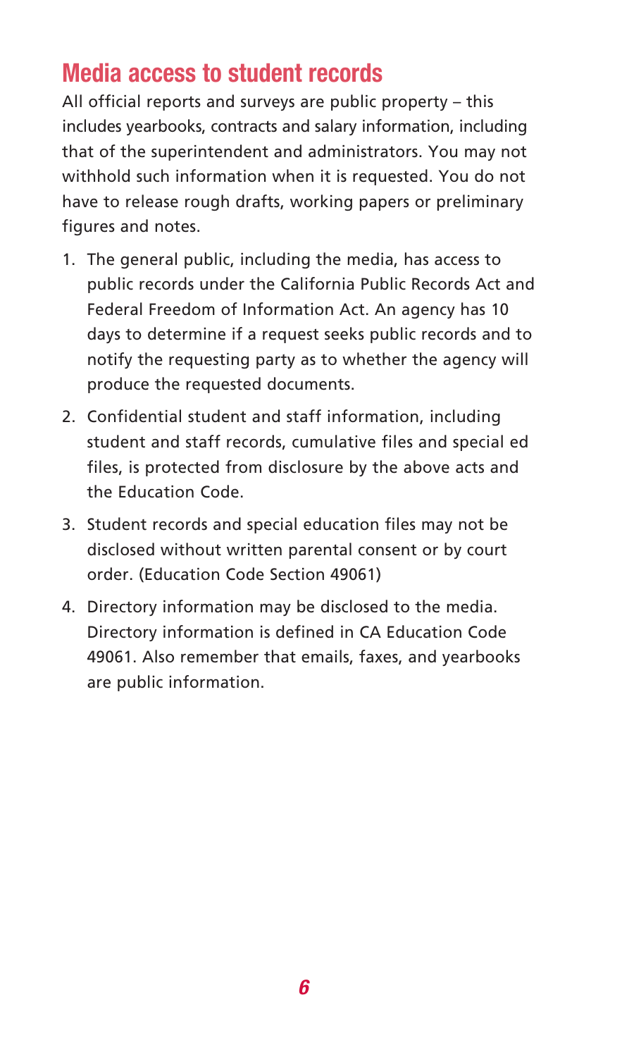## Media access to student records

All official reports and surveys are public property – this includes yearbooks, contracts and salary information, including that of the superintendent and administrators. You may not withhold such information when it is requested. You do not have to release rough drafts, working papers or preliminary figures and notes.

1. The general public, including the media, has access to public records under the California Public Records Act and Federal Freedom of Information Act. An agency has 10 days to determine if a request seeks public records and to notify the requesting party as to whether the agency will produce the requested documents.
2. Confidential student and staff information, including student and staff records, cumulative files and special ed files, is protected from disclosure by the above acts and the Education Code.
3. Student records and special education files may not be disclosed without written parental consent or by court order. (Education Code Section 49061)
4. Directory information may be disclosed to the media. Directory information is defined in CA Education Code 49061. Also remember that emails, faxes, and yearbooks are public information.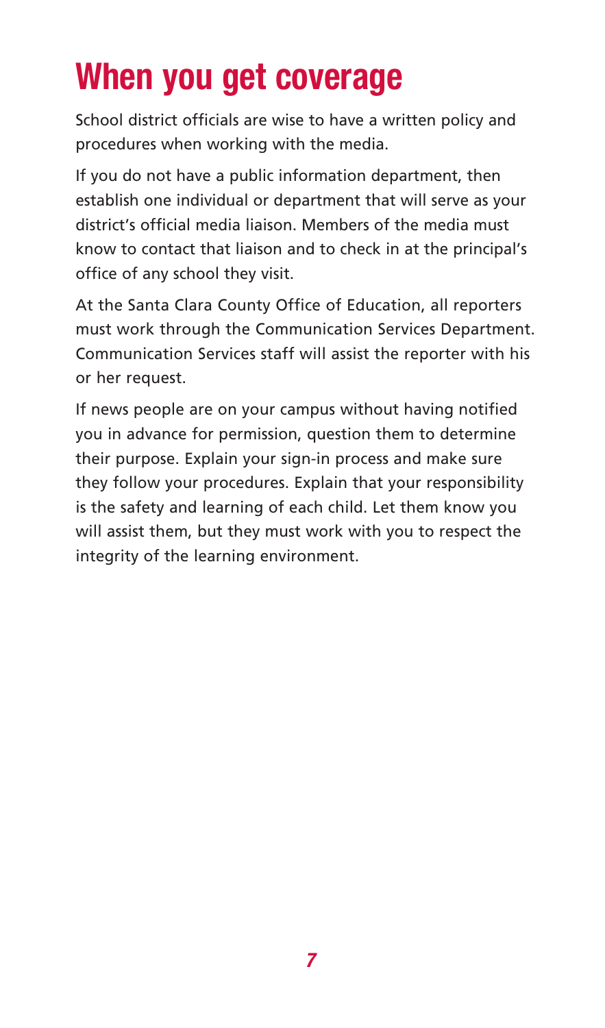# When you get coverage

School district officials are wise to have a written policy and procedures when working with the media.

If you do not have a public information department, then establish one individual or department that will serve as your district's official media liaison. Members of the media must know to contact that liaison and to check in at the principal's office of any school they visit.

At the Santa Clara County Office of Education, all reporters must work through the Communication Services Department. Communication Services staff will assist the reporter with his or her request.

If news people are on your campus without having notified you in advance for permission, question them to determine their purpose. Explain your sign-in process and make sure they follow your procedures. Explain that your responsibility is the safety and learning of each child. Let them know you will assist them, but they must work with you to respect the integrity of the learning environment.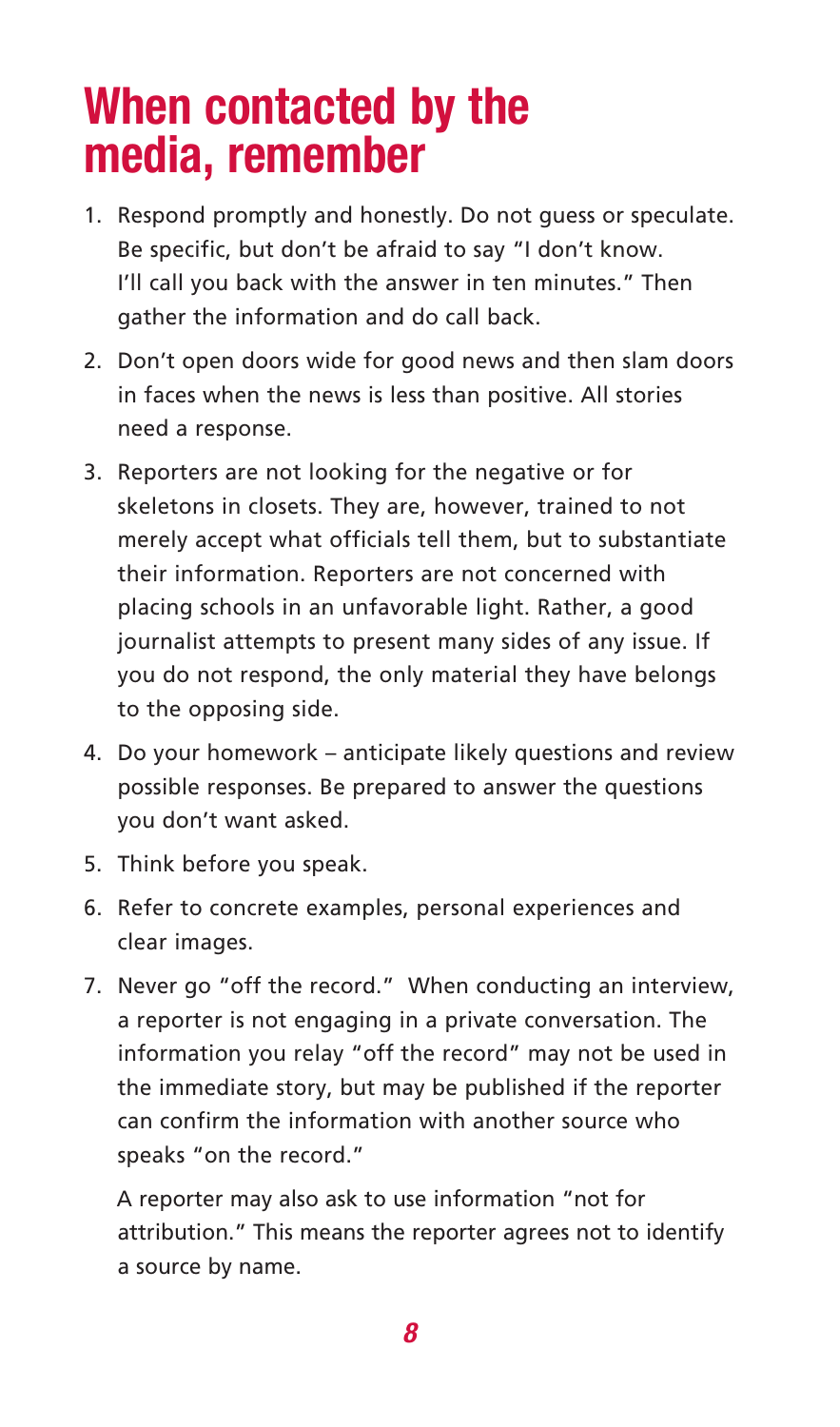# When contacted by the media, remember

1. Respond promptly and honestly. Do not guess or speculate. Be specific, but don't be afraid to say "I don't know. I'll call you back with the answer in ten minutes." Then gather the information and do call back.

2. Don't open doors wide for good news and then slam doors in faces when the news is less than positive. All stories need a response.

3. Reporters are not looking for the negative or for skeletons in closets. They are, however, trained to not merely accept what officials tell them, but to substantiate their information. Reporters are not concerned with placing schools in an unfavorable light. Rather, a good journalist attempts to present many sides of any issue. If you do not respond, the only material they have belongs to the opposing side.

4. Do your homework – anticipate likely questions and review possible responses. Be prepared to answer the questions you don't want asked.

5. Think before you speak.

6. Refer to concrete examples, personal experiences and clear images.

7. Never go "off the record." When conducting an interview, a reporter is not engaging in a private conversation. The information you relay "off the record" may not be used in the immediate story, but may be published if the reporter can confirm the information with another source who speaks "on the record."

   A reporter may also ask to use information "not for attribution." This means the reporter agrees not to identify a source by name.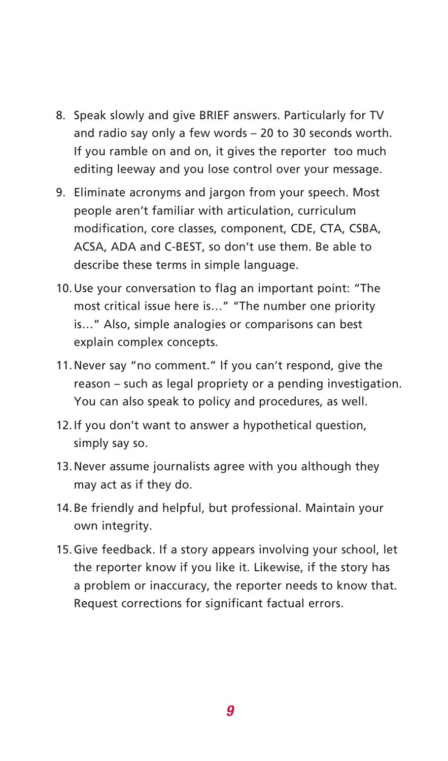8. Speak slowly and give BRIEF answers. Particularly for TV and radio say only a few words – 20 to 30 seconds worth. If you ramble on and on, it gives the reporter too much editing leeway and you lose control over your message.
9. Eliminate acronyms and jargon from your speech. Most people aren't familiar with articulation, curriculum modification, core classes, component, CDE, CTA, CSBA, ACSA, ADA and C-BEST, so don't use them. Be able to describe these terms in simple language.
10. Use your conversation to flag an important point: "The most critical issue here is…" "The number one priority is…" Also, simple analogies or comparisons can best explain complex concepts.
11. Never say "no comment." If you can't respond, give the reason – such as legal propriety or a pending investigation. You can also speak to policy and procedures, as well.
12. If you don't want to answer a hypothetical question, simply say so.
13. Never assume journalists agree with you although they may act as if they do.
14. Be friendly and helpful, but professional. Maintain your own integrity.
15. Give feedback. If a story appears involving your school, let the reporter know if you like it. Likewise, if the story has a problem or inaccuracy, the reporter needs to know that. Request corrections for significant factual errors.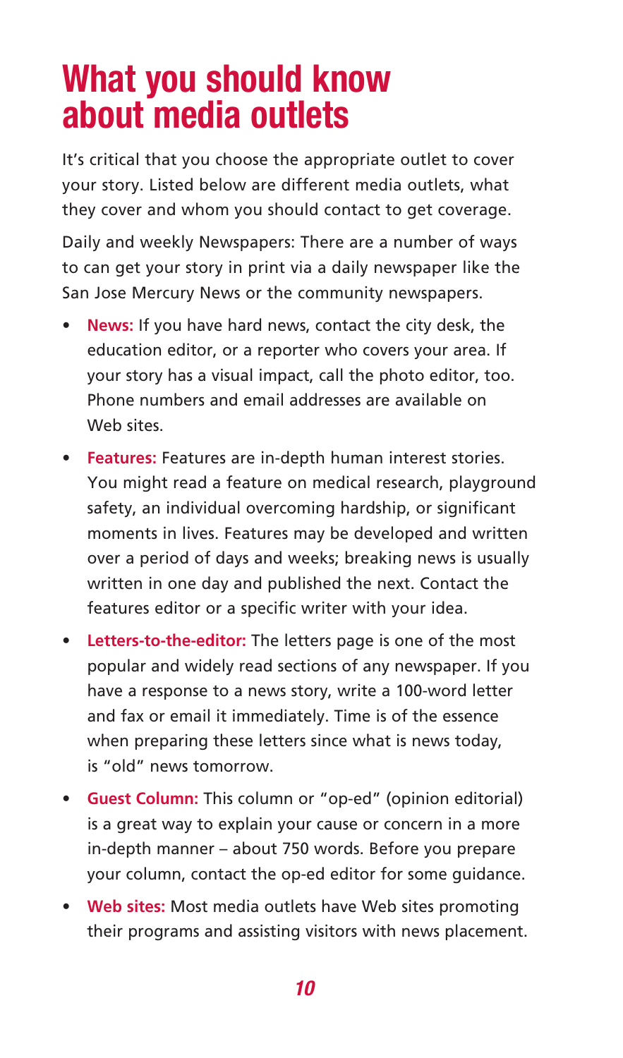# What you should know about media outlets

It's critical that you choose the appropriate outlet to cover your story. Listed below are different media outlets, what they cover and whom you should contact to get coverage.

Daily and weekly Newspapers: There are a number of ways to can get your story in print via a daily newspaper like the San Jose Mercury News or the community newspapers.

- **News:** If you have hard news, contact the city desk, the education editor, or a reporter who covers your area. If your story has a visual impact, call the photo editor, too. Phone numbers and email addresses are available on Web sites.
- **Features:** Features are in-depth human interest stories. You might read a feature on medical research, playground safety, an individual overcoming hardship, or significant moments in lives. Features may be developed and written over a period of days and weeks; breaking news is usually written in one day and published the next. Contact the features editor or a specific writer with your idea.
- **Letters-to-the-editor:** The letters page is one of the most popular and widely read sections of any newspaper. If you have a response to a news story, write a 100-word letter and fax or email it immediately. Time is of the essence when preparing these letters since what is news today, is "old" news tomorrow.
- **Guest Column:** This column or "op-ed" (opinion editorial) is a great way to explain your cause or concern in a more in-depth manner – about 750 words. Before you prepare your column, contact the op-ed editor for some guidance.
- **Web sites:** Most media outlets have Web sites promoting their programs and assisting visitors with news placement.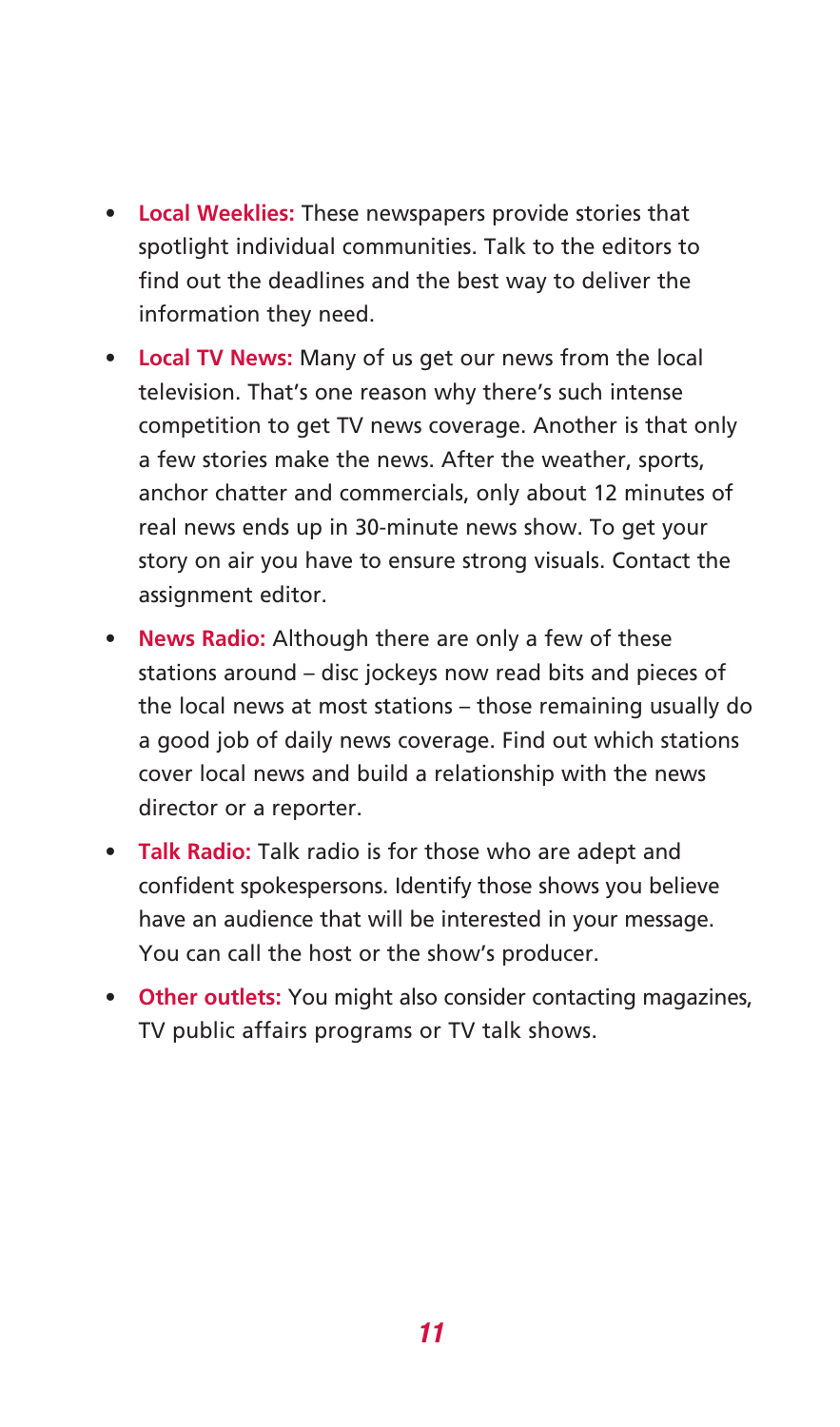- **Local Weeklies:** These newspapers provide stories that spotlight individual communities. Talk to the editors to find out the deadlines and the best way to deliver the information they need.
- **Local TV News:** Many of us get our news from the local television. That's one reason why there's such intense competition to get TV news coverage. Another is that only a few stories make the news. After the weather, sports, anchor chatter and commercials, only about 12 minutes of real news ends up in 30-minute news show. To get your story on air you have to ensure strong visuals. Contact the assignment editor.
- **News Radio:** Although there are only a few of these stations around – disc jockeys now read bits and pieces of the local news at most stations – those remaining usually do a good job of daily news coverage. Find out which stations cover local news and build a relationship with the news director or a reporter.
- **Talk Radio:** Talk radio is for those who are adept and confident spokespersons. Identify those shows you believe have an audience that will be interested in your message. You can call the host or the show's producer.
- **Other outlets:** You might also consider contacting magazines, TV public affairs programs or TV talk shows.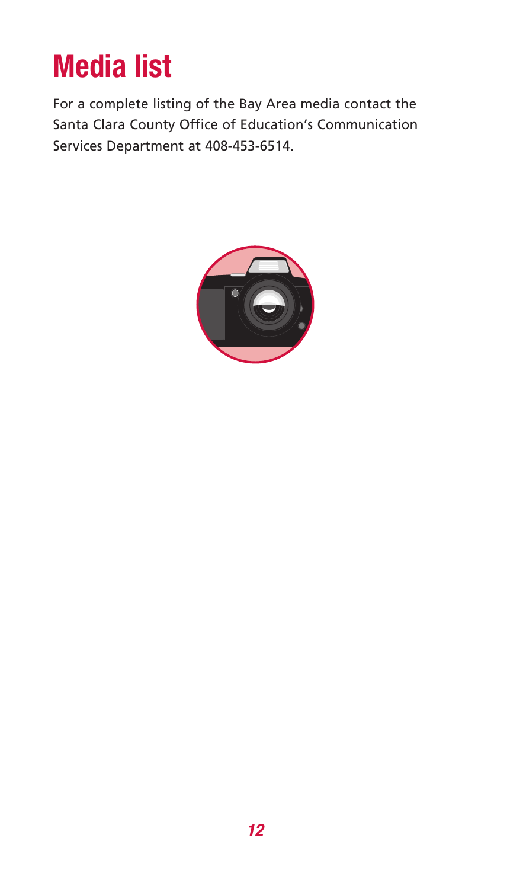# Media list

For a complete listing of the Bay Area media contact the Santa Clara County Office of Education's Communication Services Department at 408-453-6514.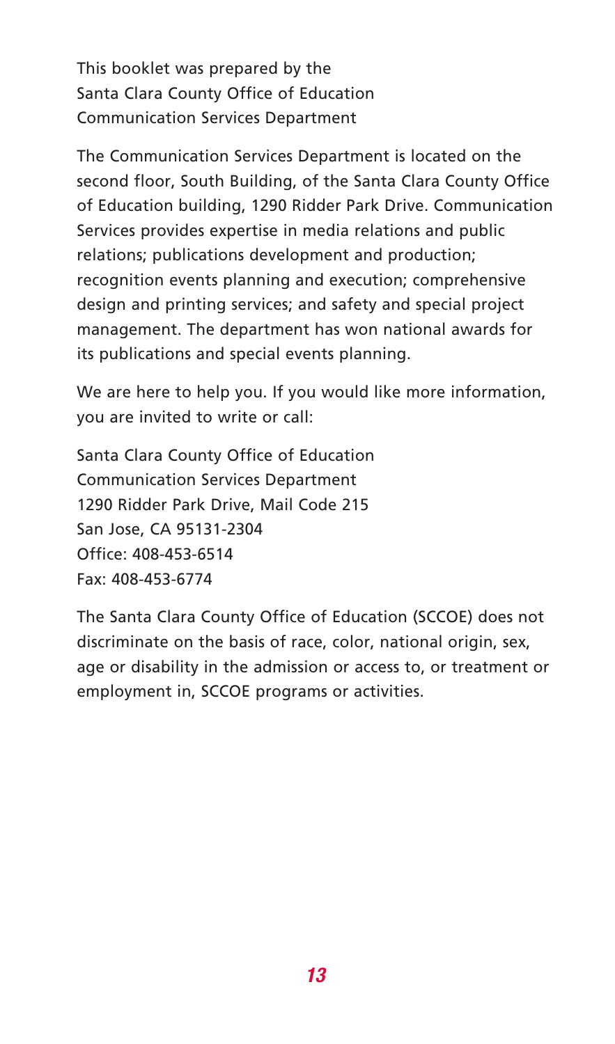This booklet was prepared by the
Santa Clara County Office of Education
Communication Services Department

The Communication Services Department is located on the second floor, South Building, of the Santa Clara County Office of Education building, 1290 Ridder Park Drive. Communication Services provides expertise in media relations and public relations; publications development and production; recognition events planning and execution; comprehensive design and printing services; and safety and special project management. The department has won national awards for its publications and special events planning.

We are here to help you. If you would like more information, you are invited to write or call:

Santa Clara County Office of Education
Communication Services Department
1290 Ridder Park Drive, Mail Code 215
San Jose, CA 95131-2304
Office: 408-453-6514
Fax: 408-453-6774

The Santa Clara County Office of Education (SCCOE) does not discriminate on the basis of race, color, national origin, sex, age or disability in the admission or access to, or treatment or employment in, SCCOE programs or activities.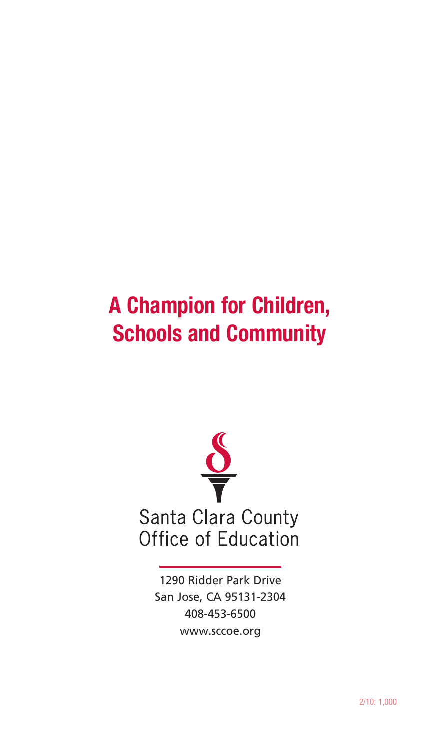# A Champion for Children, Schools and Community

Santa Clara County
Office of Education

1290 Ridder Park Drive
San Jose, CA 95131-2304
408-453-6500
www.sccoe.org

2/10: 1,000